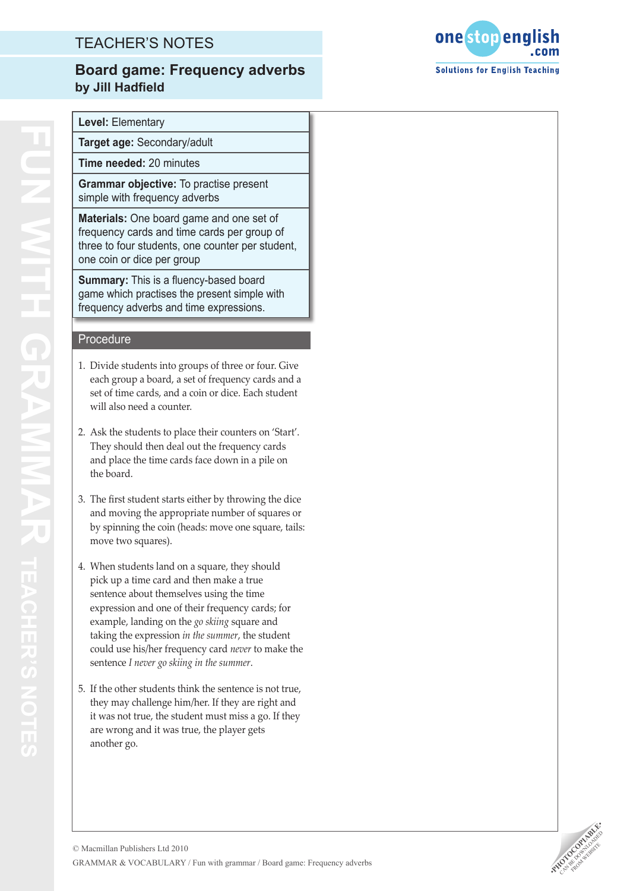# TEACHER'S NOTES

## Board game: Frequency adverbs
**by Jill Hadfield**

**Level:** Elementary

**Target age:** Secondary/adult

**Time needed:** 20 minutes

**Grammar objective:** To practise present simple with frequency adverbs

**Materials:** One board game and one set of frequency cards and time cards per group of three to four students, one counter per student, one coin or dice per group

**Summary:** This is a fluency-based board game which practises the present simple with frequency adverbs and time expressions.

### Procedure

1. Divide students into groups of three or four. Give each group a board, a set of frequency cards and a set of time cards, and a coin or dice. Each student will also need a counter.

2. Ask the students to place their counters on 'Start'. They should then deal out the frequency cards and place the time cards face down in a pile on the board.

3. The first student starts either by throwing the dice and moving the appropriate number of squares or by spinning the coin (heads: move one square, tails: move two squares).

4. When students land on a square, they should pick up a time card and then make a true sentence about themselves using the time expression and one of their frequency cards; for example, landing on the *go skiing* square and taking the expression *in the summer*, the student could use his/her frequency card *never* to make the sentence *I never go skiing in the summer*.

5. If the other students think the sentence is not true, they may challenge him/her. If they are right and it was not true, the student must miss a go. If they are wrong and it was true, the player gets another go.

© Macmillan Publishers Ltd 2010

GRAMMAR & VOCABULARY / Fun with grammar / Board game: Frequency adverbs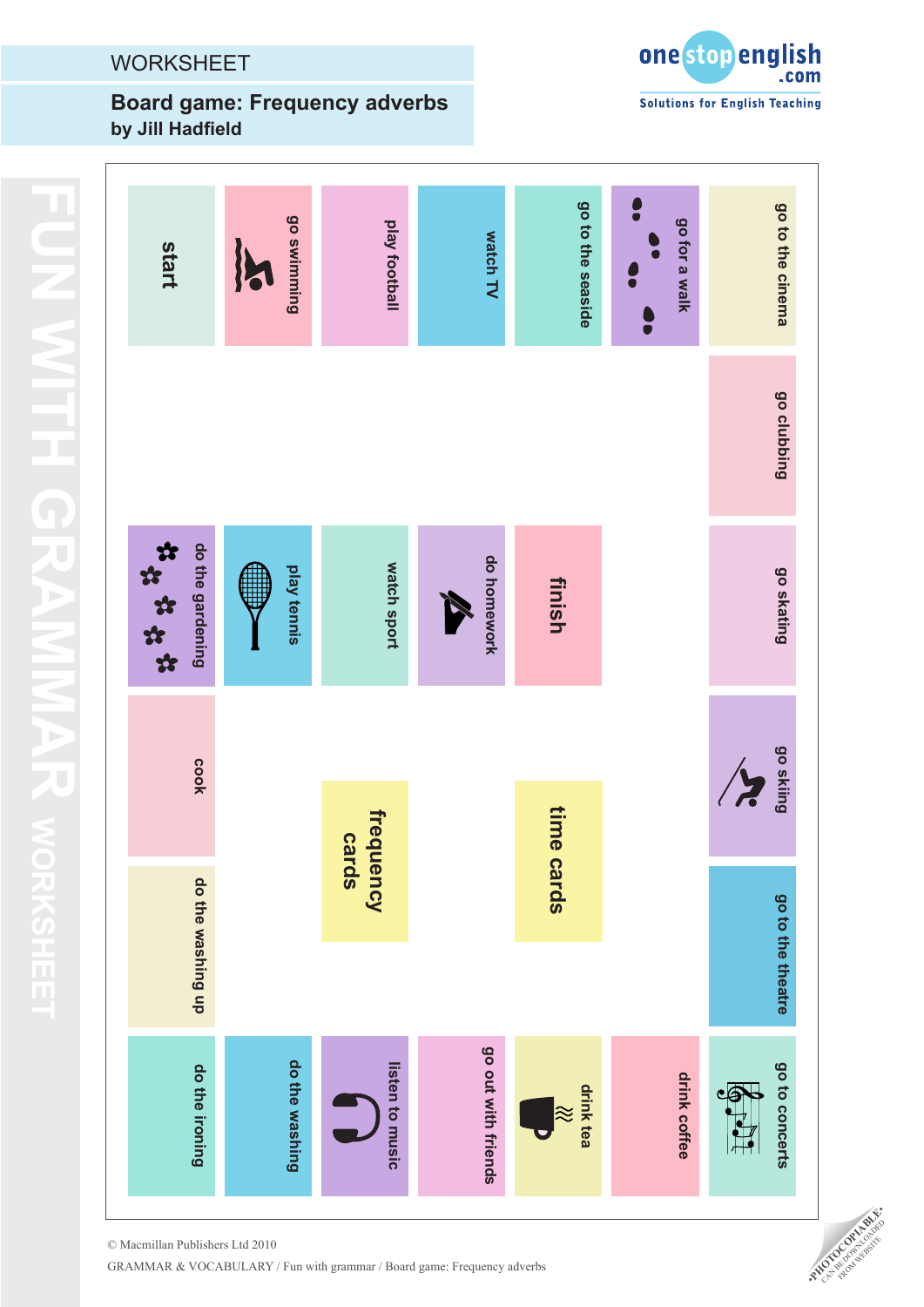# WORKSHEET

## Board game: Frequency adverbs

**by Jill Hadfield**

start

go swimming

play football

watch TV

go to the seaside

go for a walk

go to the cinema

go clubbing

go skating

go skiing

go to the theatre

go to concerts

drink coffee

drink tea

go out with friends

listen to music

do the washing

do the ironing

do the washing up

cook

do the gardening

play tennis

watch sport

do homework

finish

frequency cards

time cards

© Macmillan Publishers Ltd 2010

GRAMMAR & VOCABULARY / Fun with grammar / Board game: Frequency adverbs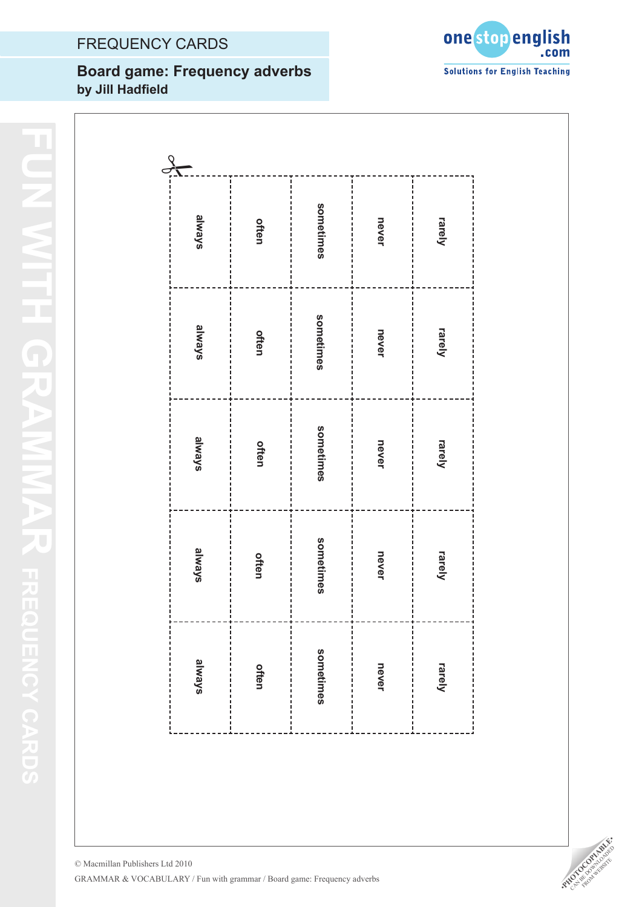# FREQUENCY CARDS

## Board game: Frequency adverbs

**by Jill Hadfield**

| always | often | sometimes | never | rarely |
|---|---|---|---|---|
| always | often | sometimes | never | rarely |
| always | often | sometimes | never | rarely |
| always | often | sometimes | never | rarely |
| always | often | sometimes | never | rarely |

© Macmillan Publishers Ltd 2010

GRAMMAR & VOCABULARY / Fun with grammar / Board game: Frequency adverbs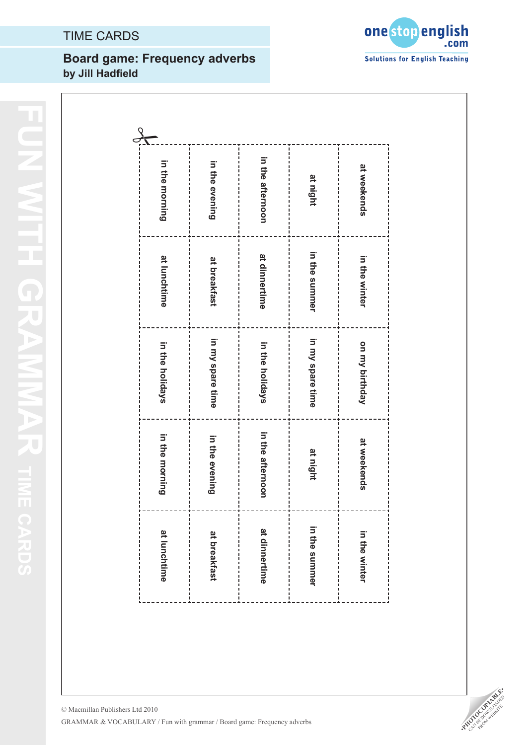# TIME CARDS

## Board game: Frequency adverbs

**by Jill Hadfield**

| | | | | |
|---|---|---|---|---|
| in the morning | at lunchtime | in the holidays | in the morning | at lunchtime |
| in the evening | at breakfast | in my spare time | in the evening | at breakfast |
| in the afternoon | at dinnertime | in the holidays | in the afternoon | at dinnertime |
| at night | in the summer | in my spare time | at night | in the summer |
| at weekends | in the winter | on my birthday | at weekends | in the winter |

© Macmillan Publishers Ltd 2010

GRAMMAR & VOCABULARY / Fun with grammar / Board game: Frequency adverbs